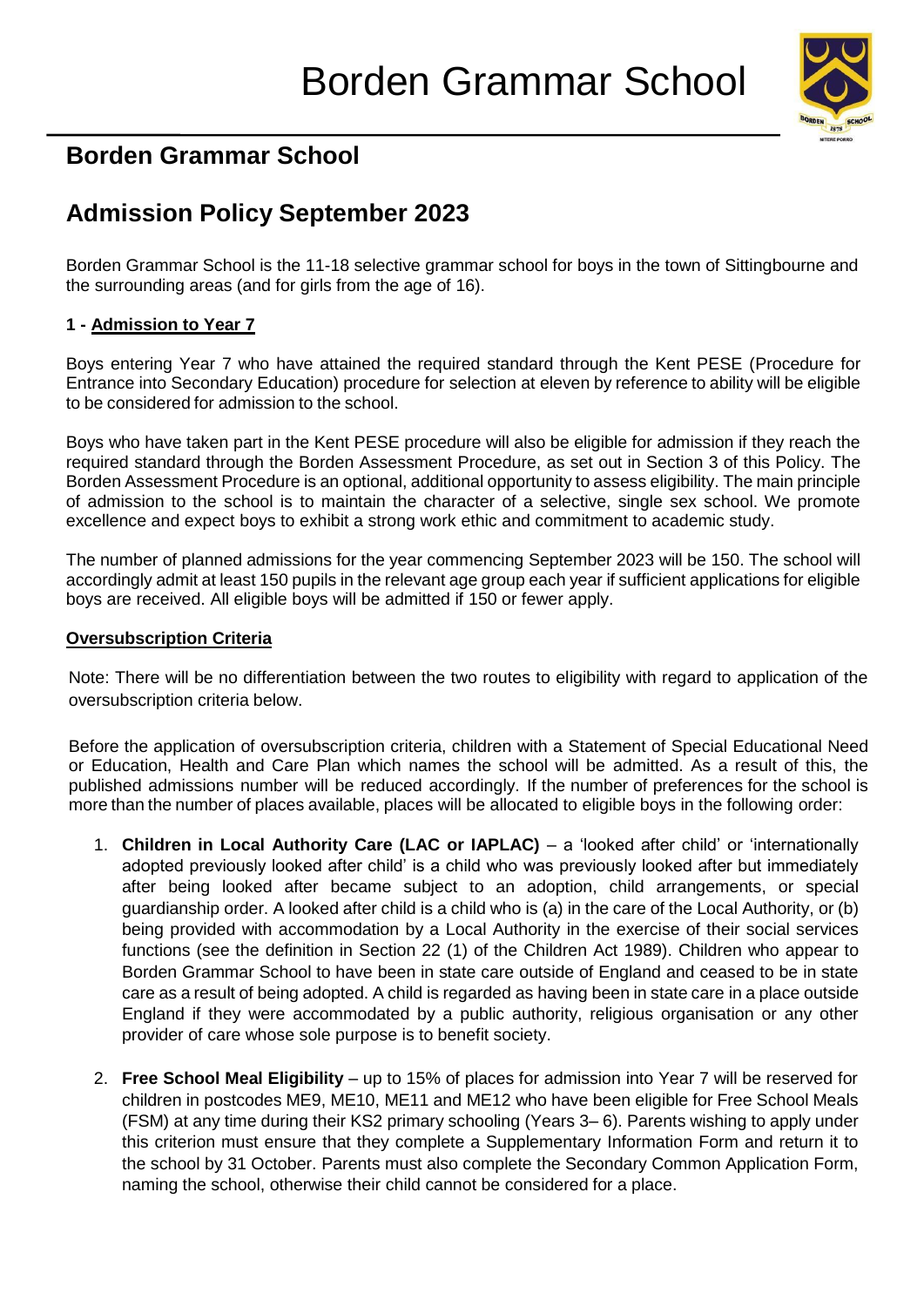# Borden Grammar School

## Borden Grammar School

## Admission Policy September 2023

Borden Grammar School is the 11-18 selective grammar school for boys in the town of Sittingbourne and the surrounding areas (and for girls from the age of 16).

### 1 - Admission to Year 7

Boys entering Year 7 who have attained the required standard through the Kent PESE (Procedure for Entrance into Secondary Education) procedure for selection at eleven by reference to ability will be eligible to be considered for admission to the school.

Boys who have taken part in the Kent PESE procedure will also be eligible for admission if they reach the required standard through the Borden Assessment Procedure, as set out in Section 3 of this Policy. The Borden Assessment Procedure is an optional, additional opportunity to assess eligibility. The main principle of admission to the school is to maintain the character of a selective, single sex school. We promote excellence and expect boys to exhibit a strong work ethic and commitment to academic study.

The number of planned admissions for the year commencing September 2023 will be 150. The school will accordingly admit at least 150 pupils in the relevant age group each year if sufficient applications for eligible boys are received. All eligible boys will be admitted if 150 or fewer apply.

### Oversubscription Criteria

Note: There will be no differentiation between the two routes to eligibility with regard to application of the oversubscription criteria below.

Before the application of oversubscription criteria, children with a Statement of Special Educational Need or Education, Health and Care Plan which names the school will be admitted. As a result of this, the published admissions number will be reduced accordingly. If the number of preferences for the school is more than the number of places available, places will be allocated to eligible boys in the following order:

1. **Children in Local Authority Care (LAC or IAPLAC)** – a 'looked after child' or 'internationally adopted previously looked after child' is a child who was previously looked after but immediately after being looked after became subject to an adoption, child arrangements, or special guardianship order. A looked after child is a child who is (a) in the care of the Local Authority, or (b) being provided with accommodation by a Local Authority in the exercise of their social services functions (see the definition in Section 22 (1) of the Children Act 1989). Children who appear to Borden Grammar School to have been in state care outside of England and ceased to be in state care as a result of being adopted. A child is regarded as having been in state care in a place outside England if they were accommodated by a public authority, religious organisation or any other provider of care whose sole purpose is to benefit society.

2. **Free School Meal Eligibility** – up to 15% of places for admission into Year 7 will be reserved for children in postcodes ME9, ME10, ME11 and ME12 who have been eligible for Free School Meals (FSM) at any time during their KS2 primary schooling (Years 3– 6). Parents wishing to apply under this criterion must ensure that they complete a Supplementary Information Form and return it to the school by 31 October. Parents must also complete the Secondary Common Application Form, naming the school, otherwise their child cannot be considered for a place.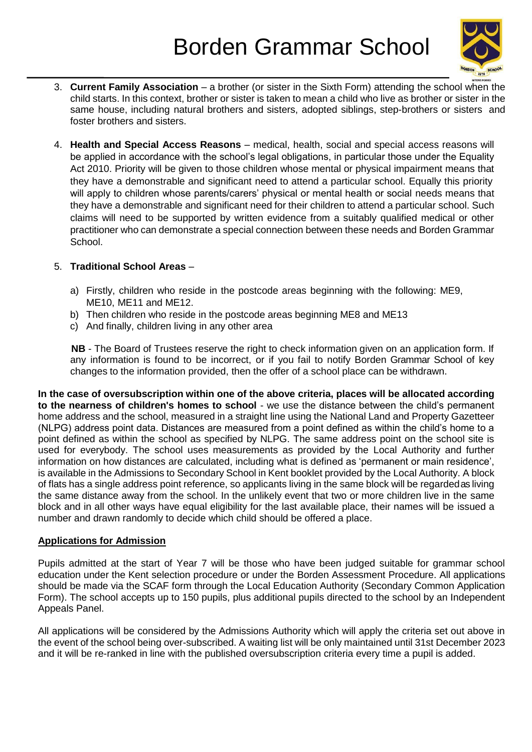3. **Current Family Association** – a brother (or sister in the Sixth Form) attending the school when the child starts. In this context, brother or sister is taken to mean a child who live as brother or sister in the same house, including natural brothers and sisters, adopted siblings, step-brothers or sisters and foster brothers and sisters.

4. **Health and Special Access Reasons** – medical, health, social and special access reasons will be applied in accordance with the school's legal obligations, in particular those under the Equality Act 2010. Priority will be given to those children whose mental or physical impairment means that they have a demonstrable and significant need to attend a particular school. Equally this priority will apply to children whose parents/carers' physical or mental health or social needs means that they have a demonstrable and significant need for their children to attend a particular school. Such claims will need to be supported by written evidence from a suitably qualified medical or other practitioner who can demonstrate a special connection between these needs and Borden Grammar School.

5. **Traditional School Areas** –

   a) Firstly, children who reside in the postcode areas beginning with the following: ME9, ME10, ME11 and ME12.
   b) Then children who reside in the postcode areas beginning ME8 and ME13
   c) And finally, children living in any other area

   **NB** - The Board of Trustees reserve the right to check information given on an application form. If any information is found to be incorrect, or if you fail to notify Borden Grammar School of key changes to the information provided, then the offer of a school place can be withdrawn.

**In the case of oversubscription within one of the above criteria, places will be allocated according to the nearness of children's homes to school** - we use the distance between the child's permanent home address and the school, measured in a straight line using the National Land and Property Gazetteer (NLPG) address point data. Distances are measured from a point defined as within the child's home to a point defined as within the school as specified by NLPG. The same address point on the school site is used for everybody. The school uses measurements as provided by the Local Authority and further information on how distances are calculated, including what is defined as 'permanent or main residence', is available in the Admissions to Secondary School in Kent booklet provided by the Local Authority. A block of flats has a single address point reference, so applicants living in the same block will be regarded as living the same distance away from the school. In the unlikely event that two or more children live in the same block and in all other ways have equal eligibility for the last available place, their names will be issued a number and drawn randomly to decide which child should be offered a place.

## Applications for Admission

Pupils admitted at the start of Year 7 will be those who have been judged suitable for grammar school education under the Kent selection procedure or under the Borden Assessment Procedure. All applications should be made via the SCAF form through the Local Education Authority (Secondary Common Application Form). The school accepts up to 150 pupils, plus additional pupils directed to the school by an Independent Appeals Panel.

All applications will be considered by the Admissions Authority which will apply the criteria set out above in the event of the school being over-subscribed. A waiting list will be only maintained until 31st December 2023 and it will be re-ranked in line with the published oversubscription criteria every time a pupil is added.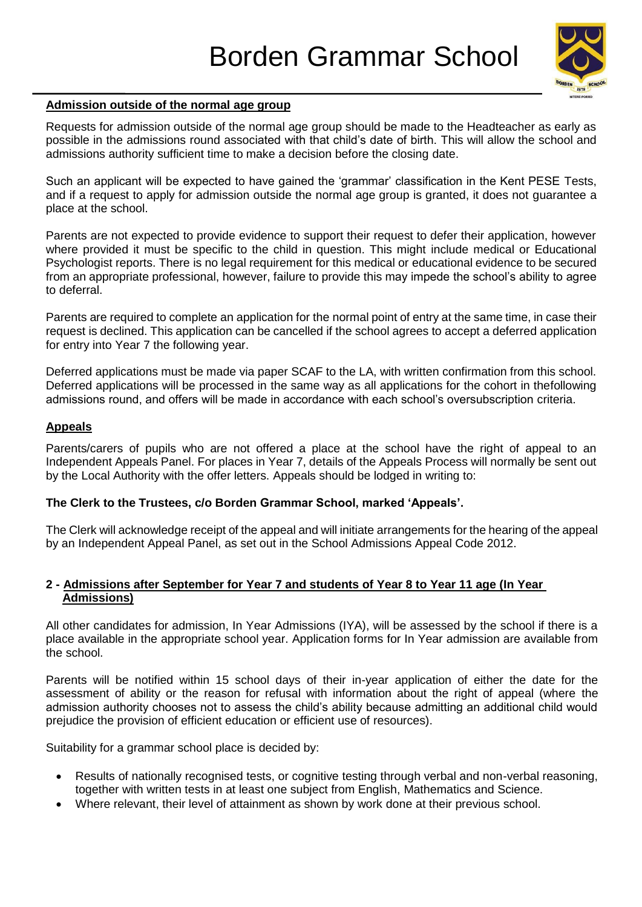### Admission outside of the normal age group

Requests for admission outside of the normal age group should be made to the Headteacher as early as possible in the admissions round associated with that child's date of birth. This will allow the school and admissions authority sufficient time to make a decision before the closing date.

Such an applicant will be expected to have gained the 'grammar' classification in the Kent PESE Tests, and if a request to apply for admission outside the normal age group is granted, it does not guarantee a place at the school.

Parents are not expected to provide evidence to support their request to defer their application, however where provided it must be specific to the child in question. This might include medical or Educational Psychologist reports. There is no legal requirement for this medical or educational evidence to be secured from an appropriate professional, however, failure to provide this may impede the school's ability to agree to deferral.

Parents are required to complete an application for the normal point of entry at the same time, in case their request is declined. This application can be cancelled if the school agrees to accept a deferred application for entry into Year 7 the following year.

Deferred applications must be made via paper SCAF to the LA, with written confirmation from this school. Deferred applications will be processed in the same way as all applications for the cohort in thefollowing admissions round, and offers will be made in accordance with each school's oversubscription criteria.

### Appeals

Parents/carers of pupils who are not offered a place at the school have the right of appeal to an Independent Appeals Panel. For places in Year 7, details of the Appeals Process will normally be sent out by the Local Authority with the offer letters. Appeals should be lodged in writing to:

**The Clerk to the Trustees, c/o Borden Grammar School, marked 'Appeals'.**

The Clerk will acknowledge receipt of the appeal and will initiate arrangements for the hearing of the appeal by an Independent Appeal Panel, as set out in the School Admissions Appeal Code 2012.

### 2 - Admissions after September for Year 7 and students of Year 8 to Year 11 age (In Year Admissions)

All other candidates for admission, In Year Admissions (IYA), will be assessed by the school if there is a place available in the appropriate school year. Application forms for In Year admission are available from the school.

Parents will be notified within 15 school days of their in-year application of either the date for the assessment of ability or the reason for refusal with information about the right of appeal (where the admission authority chooses not to assess the child's ability because admitting an additional child would prejudice the provision of efficient education or efficient use of resources).

Suitability for a grammar school place is decided by:

- Results of nationally recognised tests, or cognitive testing through verbal and non-verbal reasoning, together with written tests in at least one subject from English, Mathematics and Science.
- Where relevant, their level of attainment as shown by work done at their previous school.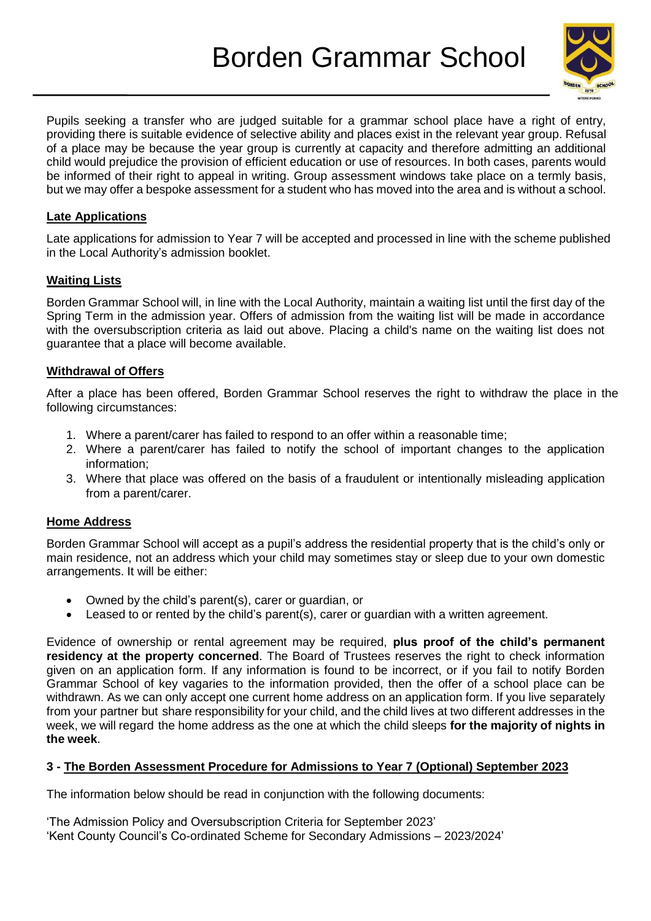Pupils seeking a transfer who are judged suitable for a grammar school place have a right of entry, providing there is suitable evidence of selective ability and places exist in the relevant year group. Refusal of a place may be because the year group is currently at capacity and therefore admitting an additional child would prejudice the provision of efficient education or use of resources. In both cases, parents would be informed of their right to appeal in writing. Group assessment windows take place on a termly basis, but we may offer a bespoke assessment for a student who has moved into the area and is without a school.

**Late Applications**

Late applications for admission to Year 7 will be accepted and processed in line with the scheme published in the Local Authority's admission booklet.

**Waiting Lists**

Borden Grammar School will, in line with the Local Authority, maintain a waiting list until the first day of the Spring Term in the admission year. Offers of admission from the waiting list will be made in accordance with the oversubscription criteria as laid out above. Placing a child's name on the waiting list does not guarantee that a place will become available.

**Withdrawal of Offers**

After a place has been offered, Borden Grammar School reserves the right to withdraw the place in the following circumstances:

1. Where a parent/carer has failed to respond to an offer within a reasonable time;
2. Where a parent/carer has failed to notify the school of important changes to the application information;
3. Where that place was offered on the basis of a fraudulent or intentionally misleading application from a parent/carer.

**Home Address**

Borden Grammar School will accept as a pupil's address the residential property that is the child's only or main residence, not an address which your child may sometimes stay or sleep due to your own domestic arrangements. It will be either:

- Owned by the child's parent(s), carer or guardian, or
- Leased to or rented by the child's parent(s), carer or guardian with a written agreement.

Evidence of ownership or rental agreement may be required, **plus proof of the child's permanent residency at the property concerned**. The Board of Trustees reserves the right to check information given on an application form. If any information is found to be incorrect, or if you fail to notify Borden Grammar School of key vagaries to the information provided, then the offer of a school place can be withdrawn. As we can only accept one current home address on an application form. If you live separately from your partner but share responsibility for your child, and the child lives at two different addresses in the week, we will regard the home address as the one at which the child sleeps **for the majority of nights in the week**.

## 3 - The Borden Assessment Procedure for Admissions to Year 7 (Optional) September 2023

The information below should be read in conjunction with the following documents:

'The Admission Policy and Oversubscription Criteria for September 2023'
'Kent County Council's Co-ordinated Scheme for Secondary Admissions – 2023/2024'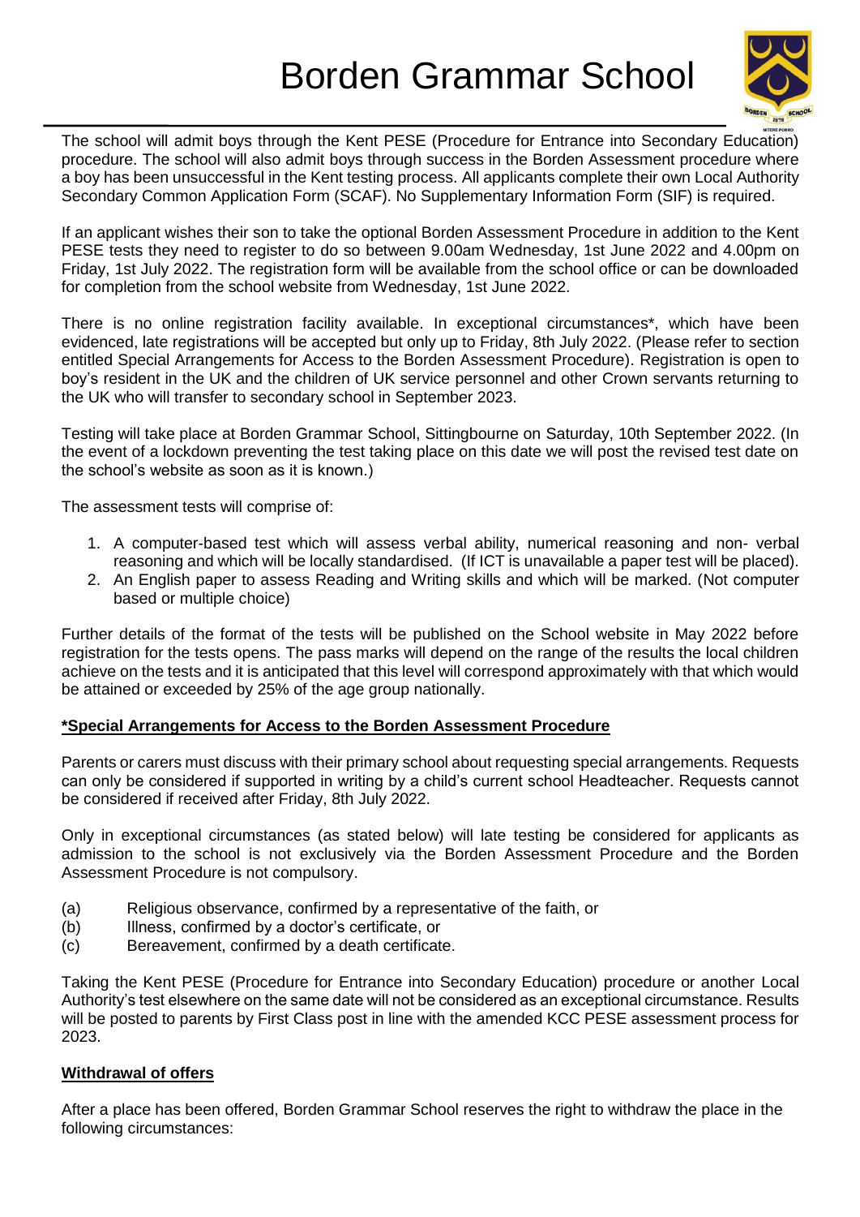# Borden Grammar School

The school will admit boys through the Kent PESE (Procedure for Entrance into Secondary Education) procedure. The school will also admit boys through success in the Borden Assessment procedure where a boy has been unsuccessful in the Kent testing process. All applicants complete their own Local Authority Secondary Common Application Form (SCAF). No Supplementary Information Form (SIF) is required.

If an applicant wishes their son to take the optional Borden Assessment Procedure in addition to the Kent PESE tests they need to register to do so between 9.00am Wednesday, 1st June 2022 and 4.00pm on Friday, 1st July 2022. The registration form will be available from the school office or can be downloaded for completion from the school website from Wednesday, 1st June 2022.

There is no online registration facility available. In exceptional circumstances*, which have been evidenced, late registrations will be accepted but only up to Friday, 8th July 2022. (Please refer to section entitled Special Arrangements for Access to the Borden Assessment Procedure). Registration is open to boy's resident in the UK and the children of UK service personnel and other Crown servants returning to the UK who will transfer to secondary school in September 2023.

Testing will take place at Borden Grammar School, Sittingbourne on Saturday, 10th September 2022. (In the event of a lockdown preventing the test taking place on this date we will post the revised test date on the school's website as soon as it is known.)

The assessment tests will comprise of:

1. A computer-based test which will assess verbal ability, numerical reasoning and non- verbal reasoning and which will be locally standardised. (If ICT is unavailable a paper test will be placed).
2. An English paper to assess Reading and Writing skills and which will be marked. (Not computer based or multiple choice)

Further details of the format of the tests will be published on the School website in May 2022 before registration for the tests opens. The pass marks will depend on the range of the results the local children achieve on the tests and it is anticipated that this level will correspond approximately with that which would be attained or exceeded by 25% of the age group nationally.

**\*Special Arrangements for Access to the Borden Assessment Procedure**

Parents or carers must discuss with their primary school about requesting special arrangements. Requests can only be considered if supported in writing by a child's current school Headteacher. Requests cannot be considered if received after Friday, 8th July 2022.

Only in exceptional circumstances (as stated below) will late testing be considered for applicants as admission to the school is not exclusively via the Borden Assessment Procedure and the Borden Assessment Procedure is not compulsory.

(a) Religious observance, confirmed by a representative of the faith, or
(b) Illness, confirmed by a doctor's certificate, or
(c) Bereavement, confirmed by a death certificate.

Taking the Kent PESE (Procedure for Entrance into Secondary Education) procedure or another Local Authority's test elsewhere on the same date will not be considered as an exceptional circumstance. Results will be posted to parents by First Class post in line with the amended KCC PESE assessment process for 2023.

**Withdrawal of offers**

After a place has been offered, Borden Grammar School reserves the right to withdraw the place in the following circumstances: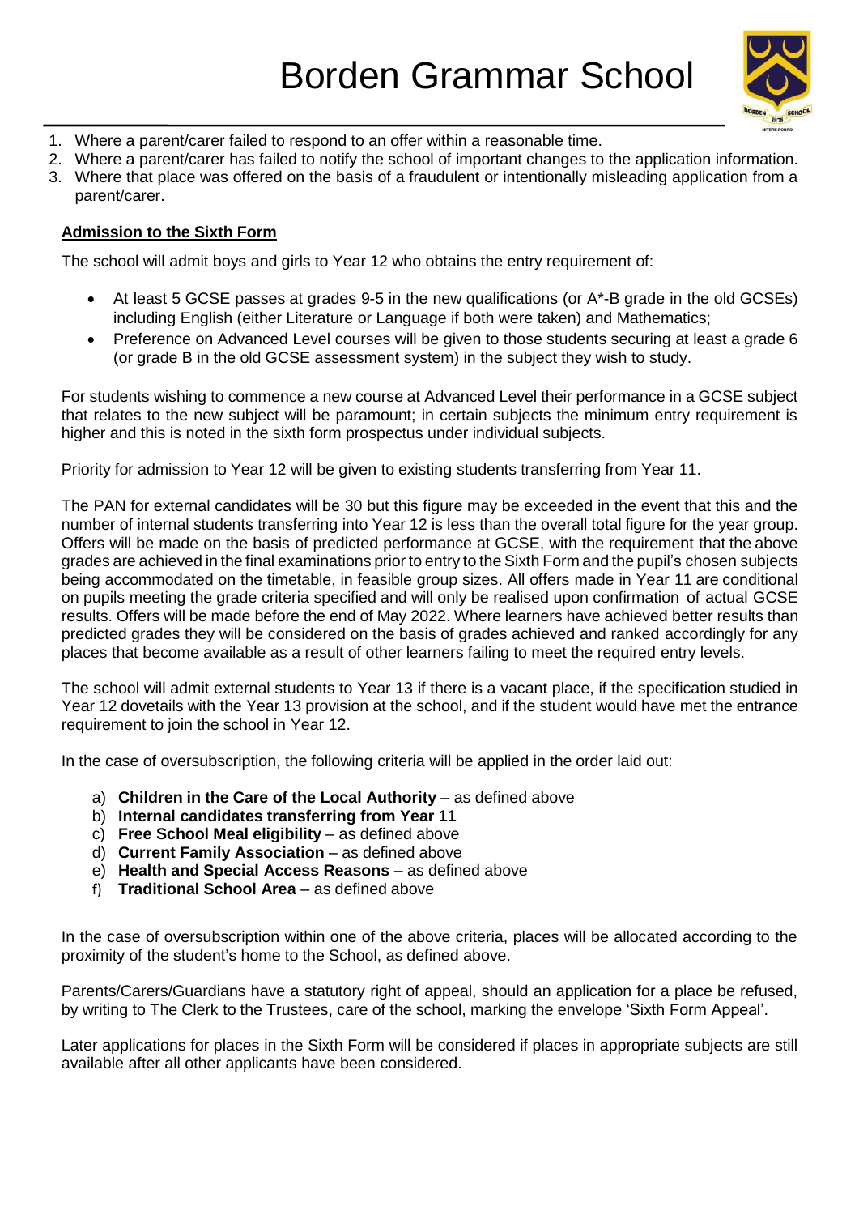1. Where a parent/carer failed to respond to an offer within a reasonable time.
2. Where a parent/carer has failed to notify the school of important changes to the application information.
3. Where that place was offered on the basis of a fraudulent or intentionally misleading application from a parent/carer.

## Admission to the Sixth Form

The school will admit boys and girls to Year 12 who obtains the entry requirement of:

- At least 5 GCSE passes at grades 9-5 in the new qualifications (or A*-B grade in the old GCSEs) including English (either Literature or Language if both were taken) and Mathematics;
- Preference on Advanced Level courses will be given to those students securing at least a grade 6 (or grade B in the old GCSE assessment system) in the subject they wish to study.

For students wishing to commence a new course at Advanced Level their performance in a GCSE subject that relates to the new subject will be paramount; in certain subjects the minimum entry requirement is higher and this is noted in the sixth form prospectus under individual subjects.

Priority for admission to Year 12 will be given to existing students transferring from Year 11.

The PAN for external candidates will be 30 but this figure may be exceeded in the event that this and the number of internal students transferring into Year 12 is less than the overall total figure for the year group. Offers will be made on the basis of predicted performance at GCSE, with the requirement that the above grades are achieved in the final examinations prior to entry to the Sixth Form and the pupil's chosen subjects being accommodated on the timetable, in feasible group sizes. All offers made in Year 11 are conditional on pupils meeting the grade criteria specified and will only be realised upon confirmation of actual GCSE results. Offers will be made before the end of May 2022. Where learners have achieved better results than predicted grades they will be considered on the basis of grades achieved and ranked accordingly for any places that become available as a result of other learners failing to meet the required entry levels.

The school will admit external students to Year 13 if there is a vacant place, if the specification studied in Year 12 dovetails with the Year 13 provision at the school, and if the student would have met the entrance requirement to join the school in Year 12.

In the case of oversubscription, the following criteria will be applied in the order laid out:

a) **Children in the Care of the Local Authority** – as defined above
b) **Internal candidates transferring from Year 11**
c) **Free School Meal eligibility** – as defined above
d) **Current Family Association** – as defined above
e) **Health and Special Access Reasons** – as defined above
f) **Traditional School Area** – as defined above

In the case of oversubscription within one of the above criteria, places will be allocated according to the proximity of the student's home to the School, as defined above.

Parents/Carers/Guardians have a statutory right of appeal, should an application for a place be refused, by writing to The Clerk to the Trustees, care of the school, marking the envelope 'Sixth Form Appeal'.

Later applications for places in the Sixth Form will be considered if places in appropriate subjects are still available after all other applicants have been considered.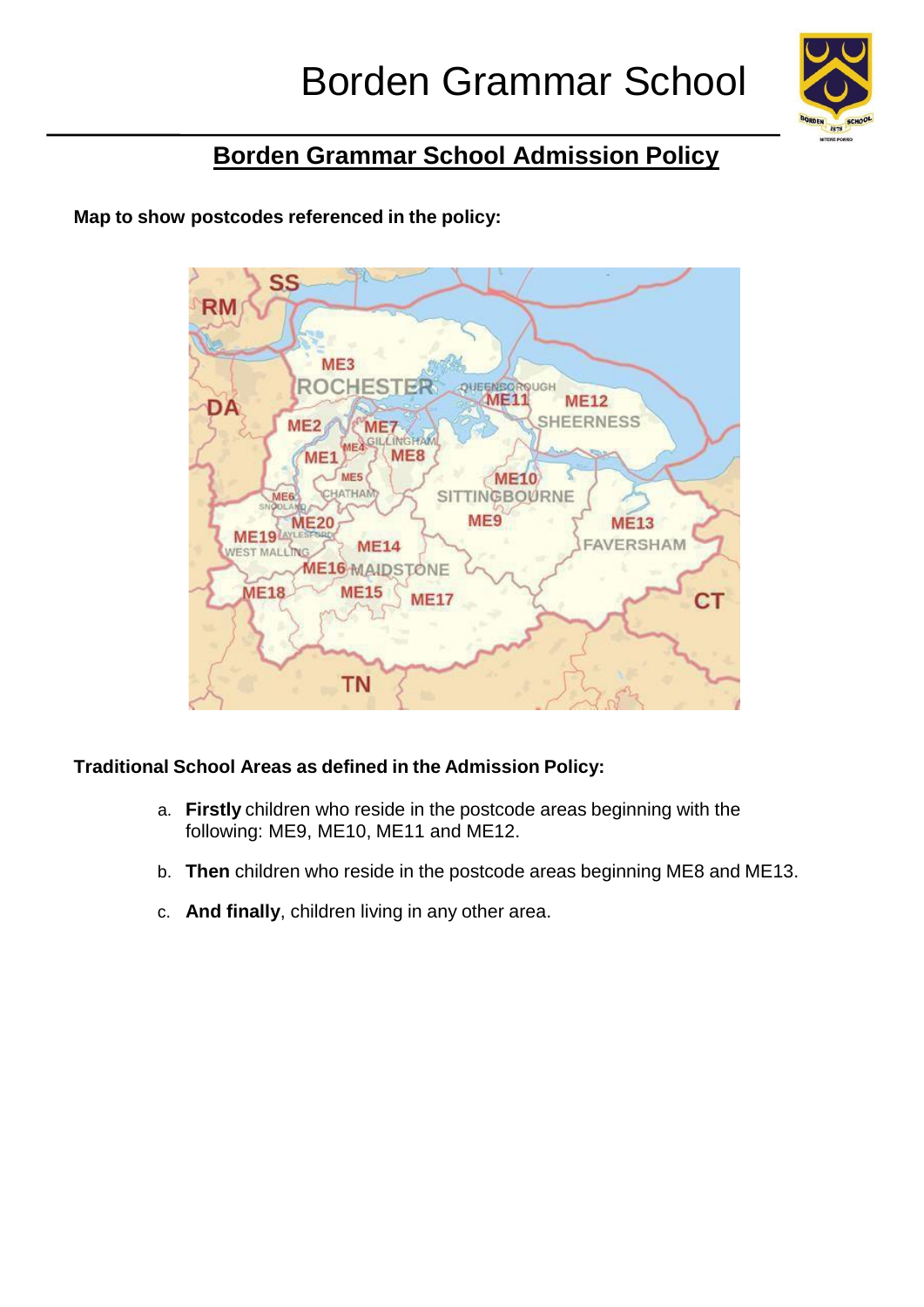## Borden Grammar School Admission Policy

**Map to show postcodes referenced in the policy:**

**Traditional School Areas as defined in the Admission Policy:**

a. **Firstly** children who reside in the postcode areas beginning with the following: ME9, ME10, ME11 and ME12.

b. **Then** children who reside in the postcode areas beginning ME8 and ME13.

c. **And finally**, children living in any other area.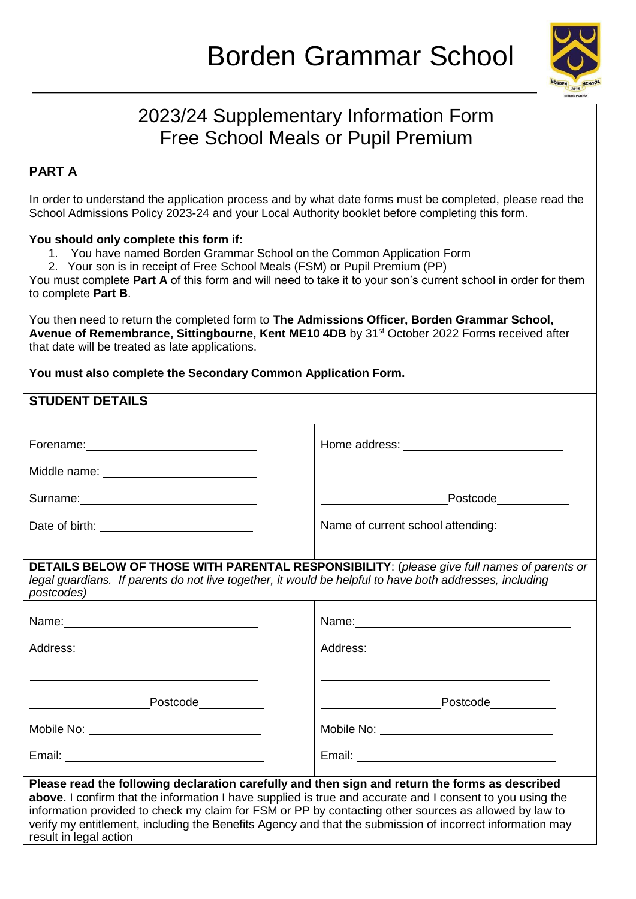# Borden Grammar School

## 2023/24 Supplementary Information Form
## Free School Meals or Pupil Premium

**PART A**

In order to understand the application process and by what date forms must be completed, please read the School Admissions Policy 2023-24 and your Local Authority booklet before completing this form.

**You should only complete this form if:**

1. You have named Borden Grammar School on the Common Application Form
2. Your son is in receipt of Free School Meals (FSM) or Pupil Premium (PP)

You must complete **Part A** of this form and will need to take it to your son's current school in order for them to complete **Part B**.

You then need to return the completed form to **The Admissions Officer, Borden Grammar School, Avenue of Remembrance, Sittingbourne, Kent ME10 4DB** by 31st October 2022 Forms received after that date will be treated as late applications.

**You must also complete the Secondary Common Application Form.**

**STUDENT DETAILS**

| | |
|---|---|
| Forename: ____________________ | Home address: ____________________ |
| Middle name: ____________________ | ____________________ |
| Surname: ____________________ | ____________________ Postcode __________ |
| Date of birth: ____________________ | Name of current school attending: |

**DETAILS BELOW OF THOSE WITH PARENTAL RESPONSIBILITY**: (*please give full names of parents or legal guardians. If parents do not live together, it would be helpful to have both addresses, including postcodes*)

| | |
|---|---|
| Name: ____________________ | Name: ____________________ |
| Address: ____________________ | Address: ____________________ |
| ____________________ | ____________________ |
| ____________________ Postcode __________ | ____________________ Postcode __________ |
| Mobile No: ____________________ | Mobile No: ____________________ |
| Email: ____________________ | Email: ____________________ |

**Please read the following declaration carefully and then sign and return the forms as described above.** I confirm that the information I have supplied is true and accurate and I consent to you using the information provided to check my claim for FSM or PP by contacting other sources as allowed by law to verify my entitlement, including the Benefits Agency and that the submission of incorrect information may result in legal action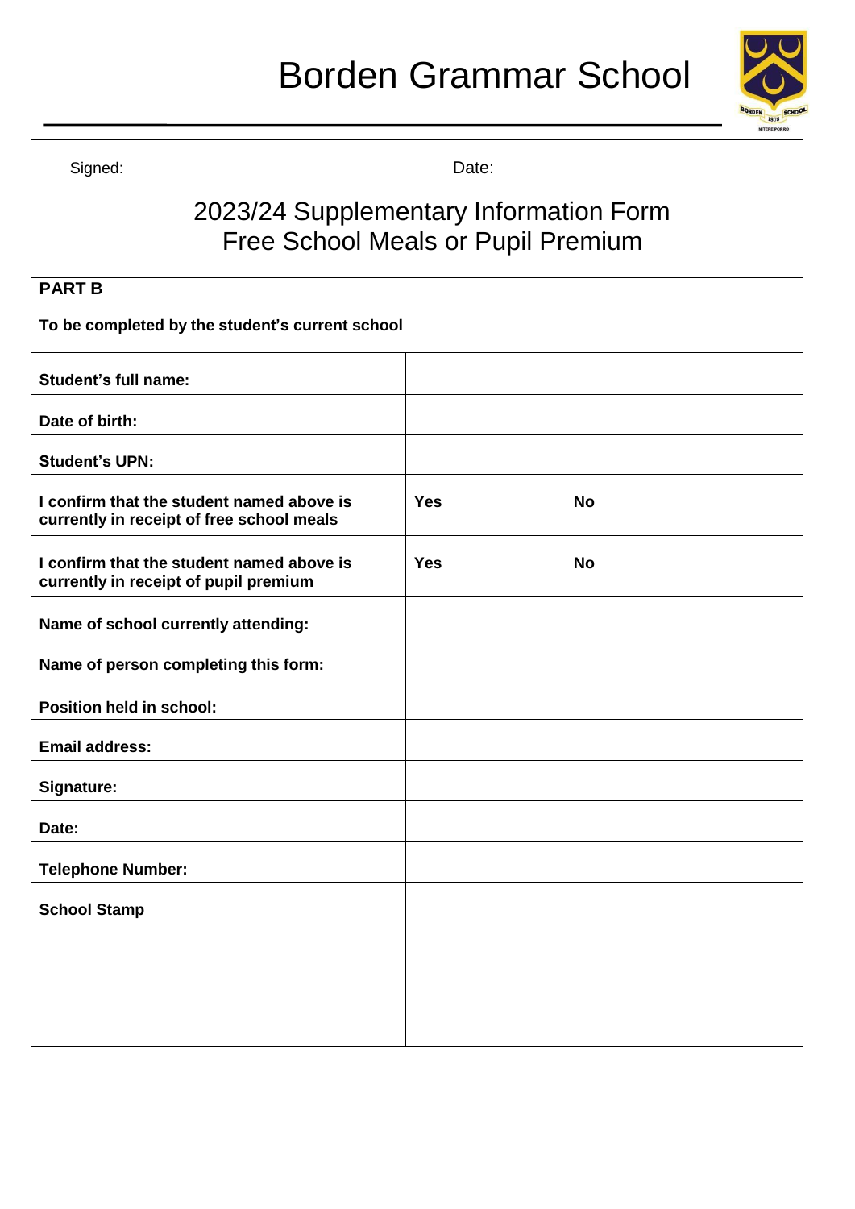# Borden Grammar School

Signed: Date:

## 2023/24 Supplementary Information Form
## Free School Meals or Pupil Premium

**PART B**

**To be completed by the student's current school**

| | | |
|---|---|---|
| **Student's full name:** | | |
| **Date of birth:** | | |
| **Student's UPN:** | | |
| **I confirm that the student named above is currently in receipt of free school meals** | **Yes** | **No** |
| **I confirm that the student named above is currently in receipt of pupil premium** | **Yes** | **No** |
| **Name of school currently attending:** | | |
| **Name of person completing this form:** | | |
| **Position held in school:** | | |
| **Email address:** | | |
| **Signature:** | | |
| **Date:** | | |
| **Telephone Number:** | | |
| **School Stamp** | | |